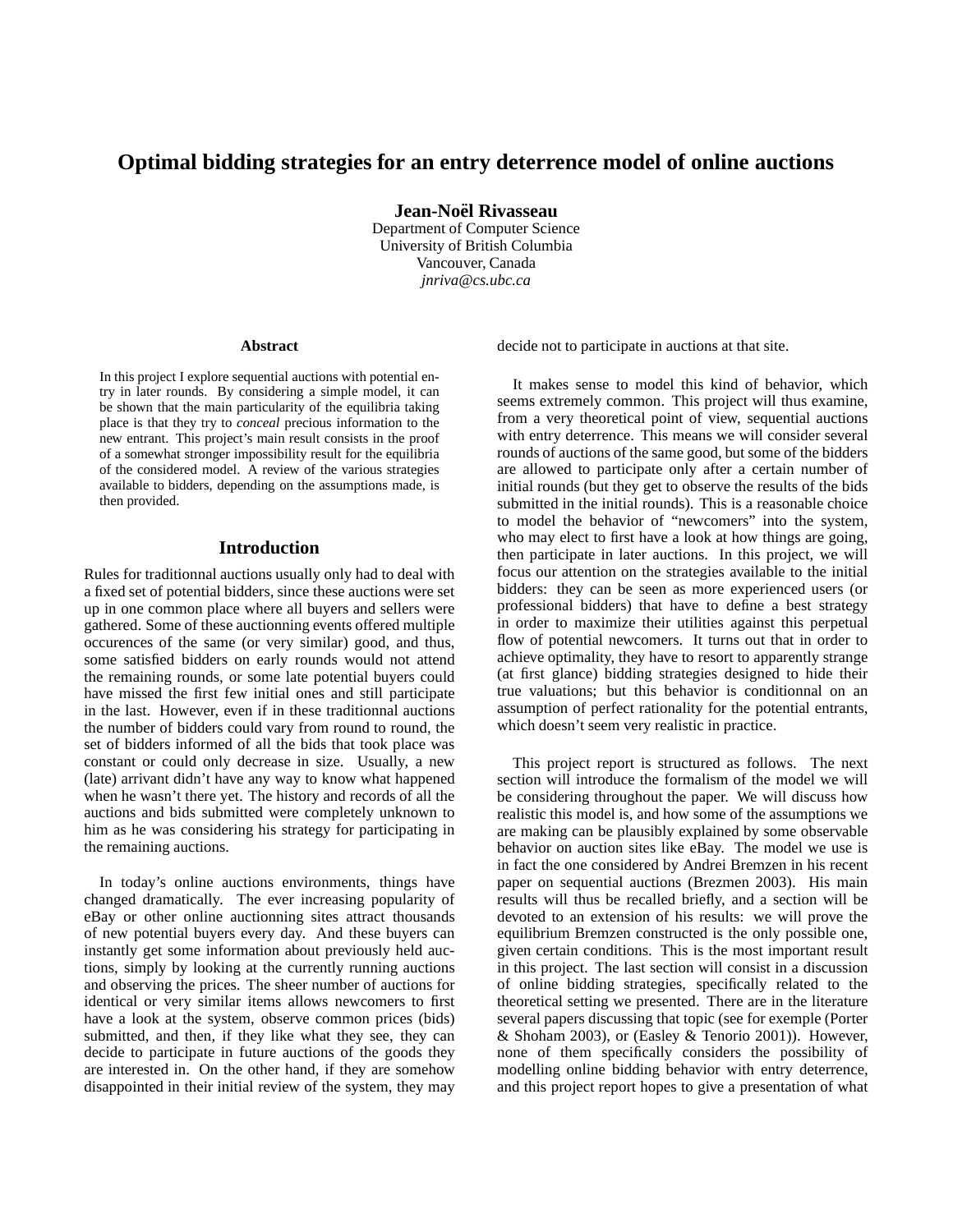# Optimal bidding strategies for an entry deterrence model of online auctions

**Jean-Noël Rivasseau**
Department of Computer Science
University of British Columbia
Vancouver, Canada
*jnriva@cs.ubc.ca*

### Abstract

In this project I explore sequential auctions with potential entry in later rounds. By considering a simple model, it can be shown that the main particularity of the equilibria taking place is that they try to *conceal* precious information to the new entrant. This project's main result consists in the proof of a somewhat stronger impossibility result for the equilibria of the considered model. A review of the various strategies available to bidders, depending on the assumptions made, is then provided.

## Introduction

Rules for traditionnal auctions usually only had to deal with a fixed set of potential bidders, since these auctions were set up in one common place where all buyers and sellers were gathered. Some of these auctionning events offered multiple occurences of the same (or very similar) good, and thus, some satisfied bidders on early rounds would not attend the remaining rounds, or some late potential buyers could have missed the first few initial ones and still participate in the last. However, even if in these traditionnal auctions the number of bidders could vary from round to round, the set of bidders informed of all the bids that took place was constant or could only decrease in size. Usually, a new (late) arrivant didn't have any way to know what happened when he wasn't there yet. The history and records of all the auctions and bids submitted were completely unknown to him as he was considering his strategy for participating in the remaining auctions.

In today's online auctions environments, things have changed dramatically. The ever increasing popularity of eBay or other online auctionning sites attract thousands of new potential buyers every day. And these buyers can instantly get some information about previously held auctions, simply by looking at the currently running auctions and observing the prices. The sheer number of auctions for identical or very similar items allows newcomers to first have a look at the system, observe common prices (bids) submitted, and then, if they like what they see, they can decide to participate in future auctions of the goods they are interested in. On the other hand, if they are somehow disappointed in their initial review of the system, they may decide not to participate in auctions at that site.

It makes sense to model this kind of behavior, which seems extremely common. This project will thus examine, from a very theoretical point of view, sequential auctions with entry deterrence. This means we will consider several rounds of auctions of the same good, but some of the bidders are allowed to participate only after a certain number of initial rounds (but they get to observe the results of the bids submitted in the initial rounds). This is a reasonable choice to model the behavior of "newcomers" into the system, who may elect to first have a look at how things are going, then participate in later auctions. In this project, we will focus our attention on the strategies available to the initial bidders: they can be seen as more experienced users (or professional bidders) that have to define a best strategy in order to maximize their utilities against this perpetual flow of potential newcomers. It turns out that in order to achieve optimality, they have to resort to apparently strange (at first glance) bidding strategies designed to hide their true valuations; but this behavior is conditionnal on an assumption of perfect rationality for the potential entrants, which doesn't seem very realistic in practice.

This project report is structured as follows. The next section will introduce the formalism of the model we will be considering throughout the paper. We will discuss how realistic this model is, and how some of the assumptions we are making can be plausibly explained by some observable behavior on auction sites like eBay. The model we use is in fact the one considered by Andrei Bremzen in his recent paper on sequential auctions (Brezmen 2003). His main results will thus be recalled briefly, and a section will be devoted to an extension of his results: we will prove the equilibrium Bremzen constructed is the only possible one, given certain conditions. This is the most important result in this project. The last section will consist in a discussion of online bidding strategies, specifically related to the theoretical setting we presented. There are in the literature several papers discussing that topic (see for exemple (Porter & Shoham 2003), or (Easley & Tenorio 2001)). However, none of them specifically considers the possibility of modelling online bidding behavior with entry deterrence, and this project report hopes to give a presentation of what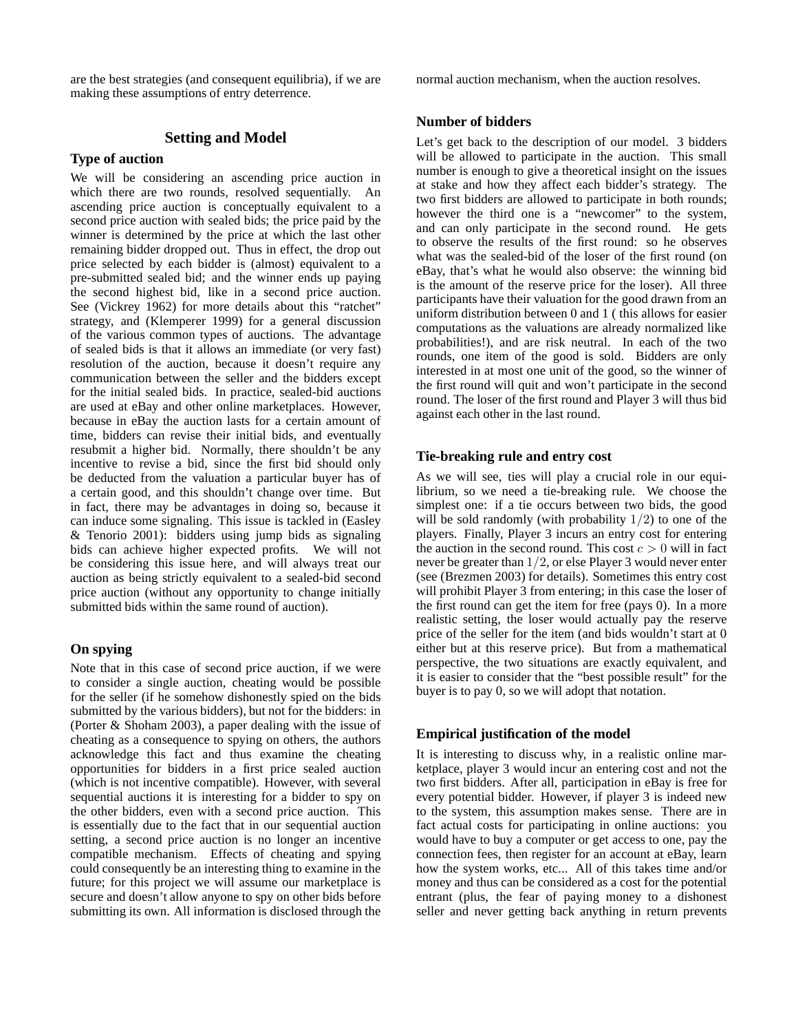are the best strategies (and consequent equilibria), if we are making these assumptions of entry deterrence.

## Setting and Model

### Type of auction

We will be considering an ascending price auction in which there are two rounds, resolved sequentially. An ascending price auction is conceptually equivalent to a second price auction with sealed bids; the price paid by the winner is determined by the price at which the last other remaining bidder dropped out. Thus in effect, the drop out price selected by each bidder is (almost) equivalent to a pre-submitted sealed bid; and the winner ends up paying the second highest bid, like in a second price auction. See (Vickrey 1962) for more details about this "ratchet" strategy, and (Klemperer 1999) for a general discussion of the various common types of auctions. The advantage of sealed bids is that it allows an immediate (or very fast) resolution of the auction, because it doesn't require any communication between the seller and the bidders except for the initial sealed bids. In practice, sealed-bid auctions are used at eBay and other online marketplaces. However, because in eBay the auction lasts for a certain amount of time, bidders can revise their initial bids, and eventually resubmit a higher bid. Normally, there shouldn't be any incentive to revise a bid, since the first bid should only be deducted from the valuation a particular buyer has of a certain good, and this shouldn't change over time. But in fact, there may be advantages in doing so, because it can induce some signaling. This issue is tackled in (Easley & Tenorio 2001): bidders using jump bids as signaling bids can achieve higher expected profits. We will not be considering this issue here, and will always treat our auction as being strictly equivalent to a sealed-bid second price auction (without any opportunity to change initially submitted bids within the same round of auction).

### On spying

Note that in this case of second price auction, if we were to consider a single auction, cheating would be possible for the seller (if he somehow dishonestly spied on the bids submitted by the various bidders), but not for the bidders: in (Porter & Shoham 2003), a paper dealing with the issue of cheating as a consequence to spying on others, the authors acknowledge this fact and thus examine the cheating opportunities for bidders in a first price sealed auction (which is not incentive compatible). However, with several sequential auctions it is interesting for a bidder to spy on the other bidders, even with a second price auction. This is essentially due to the fact that in our sequential auction setting, a second price auction is no longer an incentive compatible mechanism. Effects of cheating and spying could consequently be an interesting thing to examine in the future; for this project we will assume our marketplace is secure and doesn't allow anyone to spy on other bids before submitting its own. All information is disclosed through the normal auction mechanism, when the auction resolves.

### Number of bidders

Let's get back to the description of our model. 3 bidders will be allowed to participate in the auction. This small number is enough to give a theoretical insight on the issues at stake and how they affect each bidder's strategy. The two first bidders are allowed to participate in both rounds; however the third one is a "newcomer" to the system, and can only participate in the second round. He gets to observe the results of the first round: so he observes what was the sealed-bid of the loser of the first round (on eBay, that's what he would also observe: the winning bid is the amount of the reserve price for the loser). All three participants have their valuation for the good drawn from an uniform distribution between 0 and 1 ( this allows for easier computations as the valuations are already normalized like probabilities!), and are risk neutral. In each of the two rounds, one item of the good is sold. Bidders are only interested in at most one unit of the good, so the winner of the first round will quit and won't participate in the second round. The loser of the first round and Player 3 will thus bid against each other in the last round.

### Tie-breaking rule and entry cost

As we will see, ties will play a crucial role in our equilibrium, so we need a tie-breaking rule. We choose the simplest one: if a tie occurs between two bids, the good will be sold randomly (with probability $1/2$) to one of the players. Finally, Player 3 incurs an entry cost for entering the auction in the second round. This cost $c > 0$ will in fact never be greater than $1/2$, or else Player 3 would never enter (see (Brezmen 2003) for details). Sometimes this entry cost will prohibit Player 3 from entering; in this case the loser of the first round can get the item for free (pays 0). In a more realistic setting, the loser would actually pay the reserve price of the seller for the item (and bids wouldn't start at 0 either but at this reserve price). But from a mathematical perspective, the two situations are exactly equivalent, and it is easier to consider that the "best possible result" for the buyer is to pay 0, so we will adopt that notation.

### Empirical justification of the model

It is interesting to discuss why, in a realistic online marketplace, player 3 would incur an entering cost and not the two first bidders. After all, participation in eBay is free for every potential bidder. However, if player 3 is indeed new to the system, this assumption makes sense. There are in fact actual costs for participating in online auctions: you would have to buy a computer or get access to one, pay the connection fees, then register for an account at eBay, learn how the system works, etc... All of this takes time and/or money and thus can be considered as a cost for the potential entrant (plus, the fear of paying money to a dishonest seller and never getting back anything in return prevents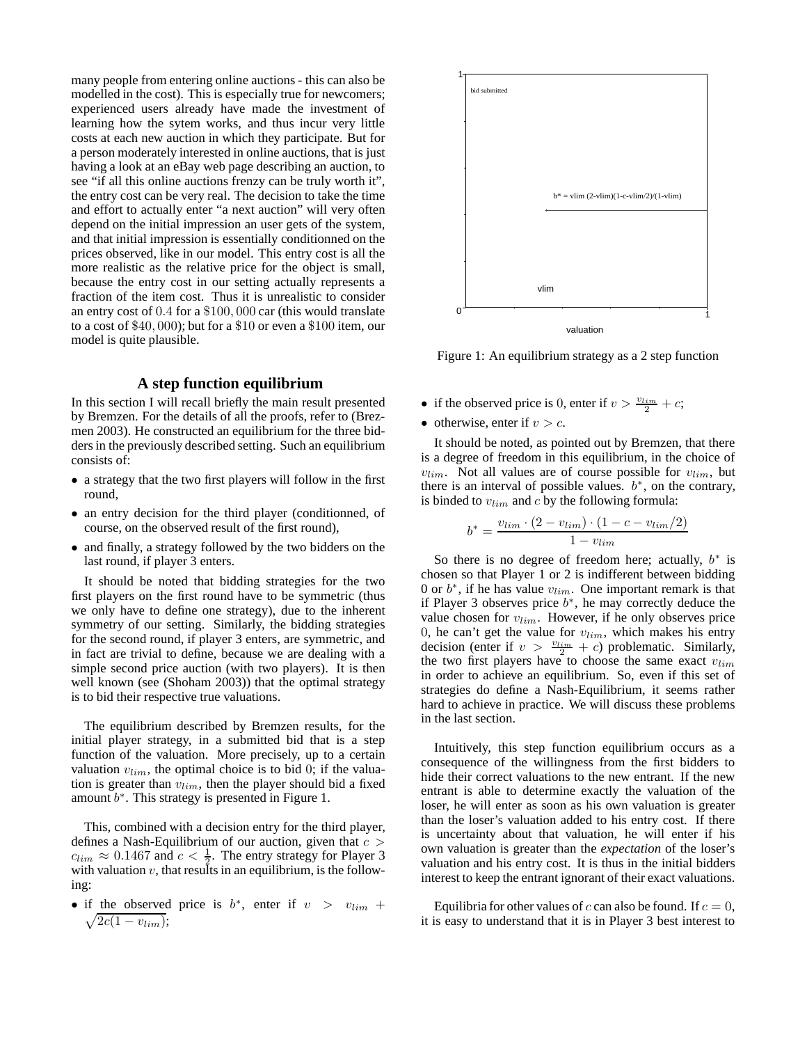many people from entering online auctions - this can also be modelled in the cost). This is especially true for newcomers; experienced users already have made the investment of learning how the sytem works, and thus incur very little costs at each new auction in which they participate. But for a person moderately interested in online auctions, that is just having a look at an eBay web page describing an auction, to see "if all this online auctions frenzy can be truly worth it", the entry cost can be very real. The decision to take the time and effort to actually enter "a next auction" will very often depend on the initial impression an user gets of the system, and that initial impression is essentially conditionned on the prices observed, like in our model. This entry cost is all the more realistic as the relative price for the object is small, because the entry cost in our setting actually represents a fraction of the item cost. Thus it is unrealistic to consider an entry cost of $0.4$ for a $\$100,000$ car (this would translate to a cost of $\$40,000$); but for a $\$10$ or even a $\$100$ item, our model is quite plausible.

## A step function equilibrium

In this section I will recall briefly the main result presented by Bremzen. For the details of all the proofs, refer to (Brezmen 2003). He constructed an equilibrium for the three bidders in the previously described setting. Such an equilibrium consists of:

- a strategy that the two first players will follow in the first round,
- an entry decision for the third player (conditionned, of course, on the observed result of the first round),
- and finally, a strategy followed by the two bidders on the last round, if player 3 enters.

It should be noted that bidding strategies for the two first players on the first round have to be symmetric (thus we only have to define one strategy), due to the inherent symmetry of our setting. Similarly, the bidding strategies for the second round, if player 3 enters, are symmetric, and in fact are trivial to define, because we are dealing with a simple second price auction (with two players). It is then well known (see (Shoham 2003)) that the optimal strategy is to bid their respective true valuations.

The equilibrium described by Bremzen results, for the initial player strategy, in a submitted bid that is a step function of the valuation. More precisely, up to a certain valuation $v_{lim}$, the optimal choice is to bid 0; if the valuation is greater than $v_{lim}$, then the player should bid a fixed amount $b^*$. This strategy is presented in Figure 1.

Figure 1: An equilibrium strategy as a 2 step function

This, combined with a decision entry for the third player, defines a Nash-Equilibrium of our auction, given that $c > c_{lim} \approx 0.1467$ and $c < \frac{1}{2}$. The entry strategy for Player 3 with valuation $v$, that results in an equilibrium, is the following:

- if the observed price is $b^*$, enter if $v > v_{lim} + \sqrt{2c(1 - v_{lim})}$;
- if the observed price is 0, enter if $v > \frac{v_{lim}}{2} + c$;
- otherwise, enter if $v > c$.

It should be noted, as pointed out by Bremzen, that there is a degree of freedom in this equilibrium, in the choice of $v_{lim}$. Not all values are of course possible for $v_{lim}$, but there is an interval of possible values. $b^*$, on the contrary, is binded to $v_{lim}$ and $c$ by the following formula:

$$b^* = \frac{v_{lim} \cdot (2 - v_{lim}) \cdot (1 - c - v_{lim}/2)}{1 - v_{lim}}$$

So there is no degree of freedom here; actually, $b^*$ is chosen so that Player 1 or 2 is indifferent between bidding 0 or $b^*$, if he has value $v_{lim}$. One important remark is that if Player 3 observes price $b^*$, he may correctly deduce the value chosen for $v_{lim}$. However, if he only observes price 0, he can't get the value for $v_{lim}$, which makes his entry decision (enter if $v > \frac{v_{lim}}{2} + c$) problematic. Similarly, the two first players have to choose the same exact $v_{lim}$ in order to achieve an equilibrium. So, even if this set of strategies do define a Nash-Equilibrium, it seems rather hard to achieve in practice. We will discuss these problems in the last section.

Intuitively, this step function equilibrium occurs as a consequence of the willingness from the first bidders to hide their correct valuations to the new entrant. If the new entrant is able to determine exactly the valuation of the loser, he will enter as soon as his own valuation is greater than the loser's valuation added to his entry cost. If there is uncertainty about that valuation, he will enter if his own valuation is greater than the *expectation* of the loser's valuation and his entry cost. It is thus in the initial bidders interest to keep the entrant ignorant of their exact valuations.

Equilibria for other values of $c$ can also be found. If $c = 0$, it is easy to understand that it is in Player 3 best interest to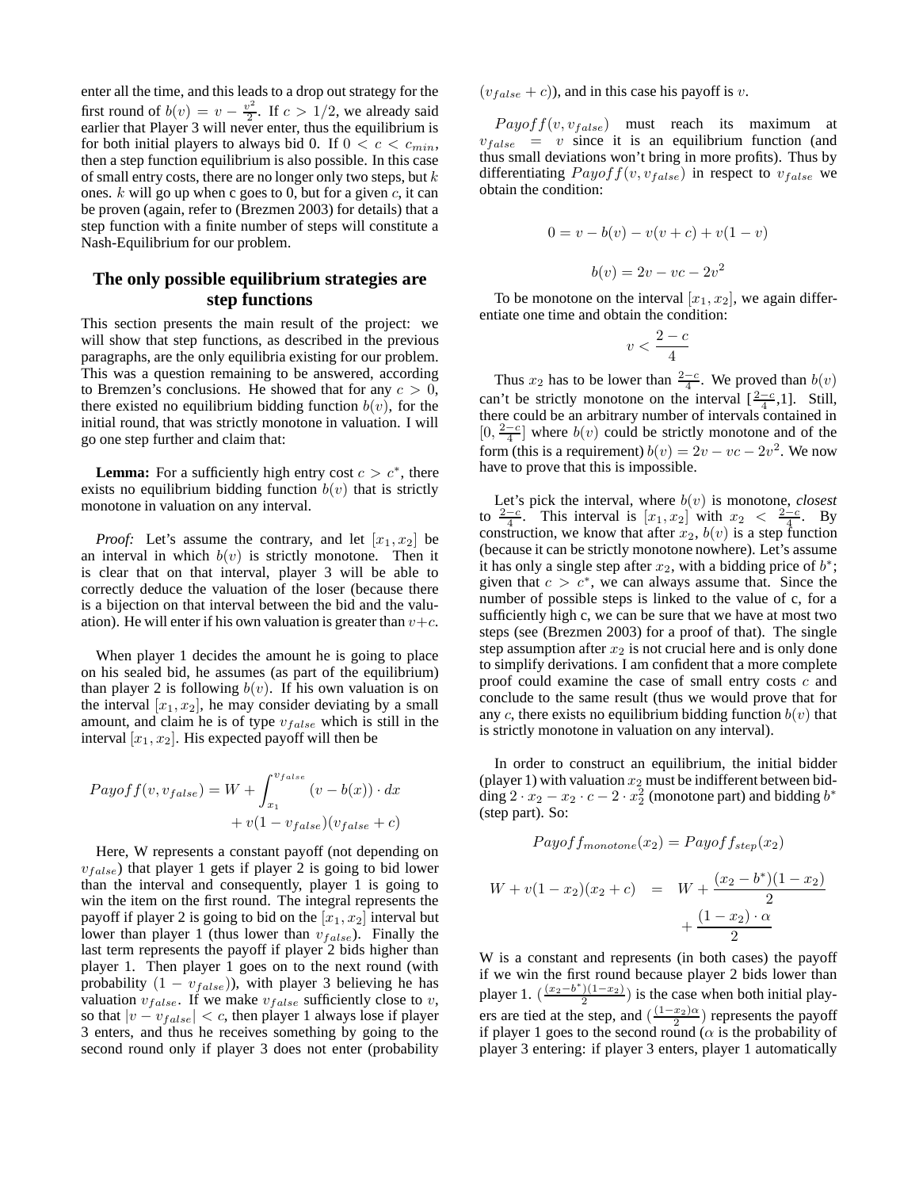enter all the time, and this leads to a drop out strategy for the first round of $b(v) = v - \frac{v^2}{2}$. If $c > 1/2$, we already said earlier that Player 3 will never enter, thus the equilibrium is for both initial players to always bid 0. If $0 < c < c_{min}$, then a step function equilibrium is also possible. In this case of small entry costs, there are no longer only two steps, but $k$ ones. $k$ will go up when c goes to 0, but for a given $c$, it can be proven (again, refer to (Brezmen 2003) for details) that a step function with a finite number of steps will constitute a Nash-Equilibrium for our problem.

## The only possible equilibrium strategies are step functions

This section presents the main result of the project: we will show that step functions, as described in the previous paragraphs, are the only equilibria existing for our problem. This was a question remaining to be answered, according to Bremzen's conclusions. He showed that for any $c > 0$, there existed no equilibrium bidding function $b(v)$, for the initial round, that was strictly monotone in valuation. I will go one step further and claim that:

**Lemma:** For a sufficiently high entry cost $c > c^*$, there exists no equilibrium bidding function $b(v)$ that is strictly monotone in valuation on any interval.

*Proof:* Let's assume the contrary, and let $[x_1, x_2]$ be an interval in which $b(v)$ is strictly monotone. Then it is clear that on that interval, player 3 will be able to correctly deduce the valuation of the loser (because there is a bijection on that interval between the bid and the valuation). He will enter if his own valuation is greater than $v+c$.

When player 1 decides the amount he is going to place on his sealed bid, he assumes (as part of the equilibrium) than player 2 is following $b(v)$. If his own valuation is on the interval $[x_1, x_2]$, he may consider deviating by a small amount, and claim he is of type $v_{false}$ which is still in the interval $[x_1, x_2]$. His expected payoff will then be

$$Payoff(v, v_{false}) = W + \int_{x_1}^{v_{false}} (v - b(x)) \cdot dx + v(1 - v_{false})(v_{false} + c)$$

Here, W represents a constant payoff (not depending on $v_{false}$) that player 1 gets if player 2 is going to bid lower than the interval and consequently, player 1 is going to win the item on the first round. The integral represents the payoff if player 2 is going to bid on the $[x_1, x_2]$ interval but lower than player 1 (thus lower than $v_{false}$). Finally the last term represents the payoff if player 2 bids higher than player 1. Then player 1 goes on to the next round (with probability $(1 - v_{false})$), with player 3 believing he has valuation $v_{false}$. If we make $v_{false}$ sufficiently close to $v$, so that $|v - v_{false}| < c$, then player 1 always lose if player 3 enters, and thus he receives something by going to the second round only if player 3 does not enter (probability $(v_{false} + c)$), and in this case his payoff is $v$.

$Payoff(v, v_{false})$ must reach its maximum at $v_{false} = v$ since it is an equilibrium function (and thus small deviations won't bring in more profits). Thus by differentiating $Payoff(v, v_{false})$ in respect to $v_{false}$ we obtain the condition:

$$0 = v - b(v) - v(v + c) + v(1 - v)$$

$$b(v) = 2v - vc - 2v^2$$

To be monotone on the interval $[x_1, x_2]$, we again differentiate one time and obtain the condition:

$$v < \frac{2 - c}{4}$$

Thus $x_2$ has to be lower than $\frac{2-c}{4}$. We proved than $b(v)$ can't be strictly monotone on the interval $[\frac{2-c}{4},1]$. Still, there could be an arbitrary number of intervals contained in $[0, \frac{2-c}{4}]$ where $b(v)$ could be strictly monotone and of the form (this is a requirement) $b(v) = 2v - vc - 2v^2$. We now have to prove that this is impossible.

Let's pick the interval, where $b(v)$ is monotone, *closest* to $\frac{2-c}{4}$. This interval is $[x_1, x_2]$ with $x_2 < \frac{2-c}{4}$. By construction, we know that after $x_2$, $b(v)$ is a step function (because it can be strictly monotone nowhere). Let's assume it has only a single step after $x_2$, with a bidding price of $b^*$; given that $c > c^*$, we can always assume that. Since the number of possible steps is linked to the value of c, for a sufficiently high c, we can be sure that we have at most two steps (see (Brezmen 2003) for a proof of that). The single step assumption after $x_2$ is not crucial here and is only done to simplify derivations. I am confident that a more complete proof could examine the case of small entry costs $c$ and conclude to the same result (thus we would prove that for any $c$, there exists no equilibrium bidding function $b(v)$ that is strictly monotone in valuation on any interval).

In order to construct an equilibrium, the initial bidder (player 1) with valuation $x_2$ must be indifferent between bidding $2 \cdot x_2 - x_2 \cdot c - 2 \cdot x_2^2$ (monotone part) and bidding $b^*$ (step part). So:

$$Payoff_{monotone}(x_2) = Payoff_{step}(x_2)$$

$$W + v(1 - x_2)(x_2 + c) = W + \frac{(x_2 - b^*)(1 - x_2)}{2} + \frac{(1 - x_2) \cdot \alpha}{2}$$

W is a constant and represents (in both cases) the payoff if we win the first round because player 2 bids lower than player 1. ($\frac{(x_2 - b^*)(1 - x_2)}{2}$) is the case when both initial players are tied at the step, and ($\frac{(1 - x_2)\alpha}{2}$) represents the payoff if player 1 goes to the second round ($\alpha$ is the probability of player 3 entering: if player 3 enters, player 1 automatically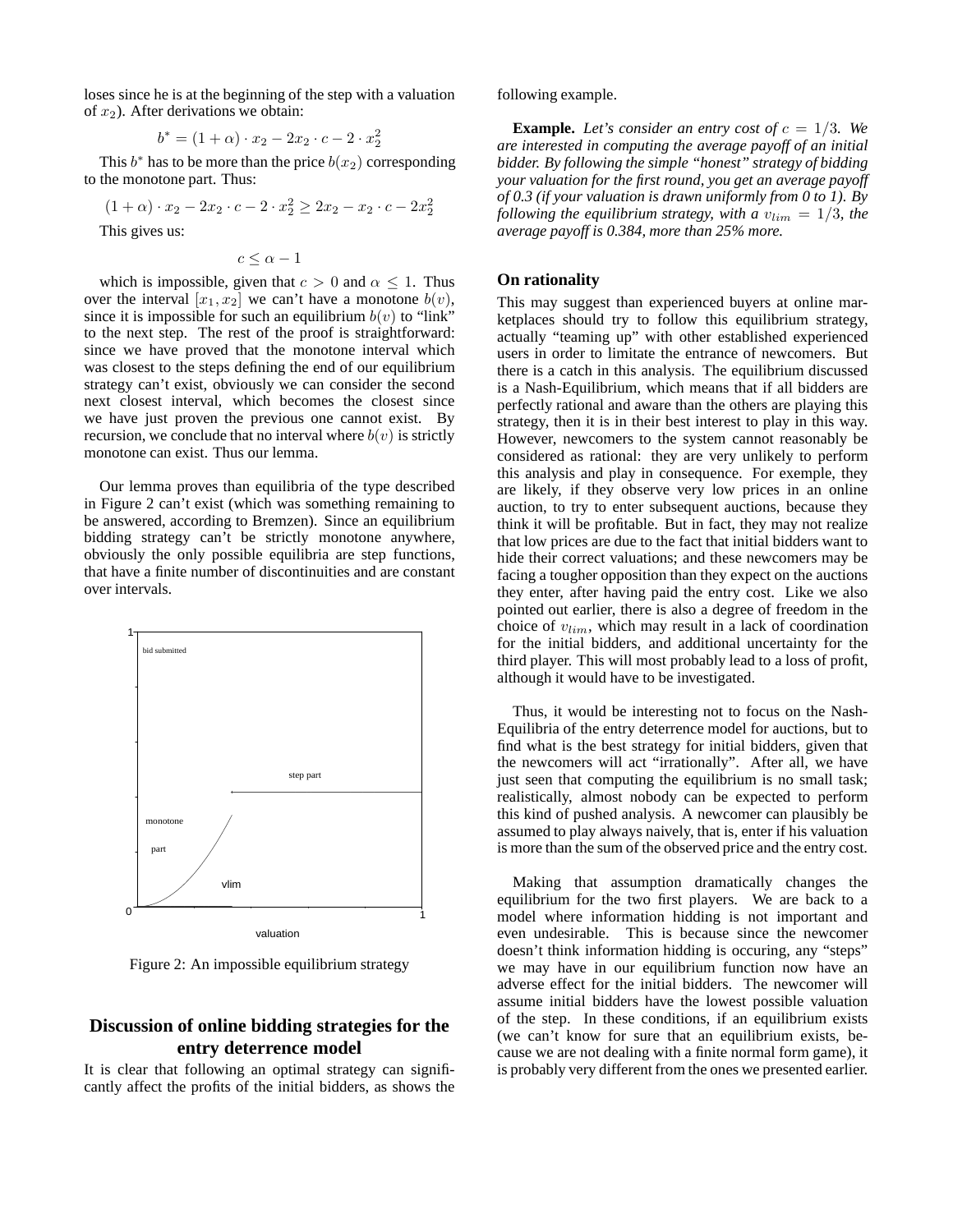loses since he is at the beginning of the step with a valuation of $x_2$). After derivations we obtain:

$$b^* = (1 + \alpha) \cdot x_2 - 2x_2 \cdot c - 2 \cdot x_2^2$$

This $b^*$ has to be more than the price $b(x_2)$ corresponding to the monotone part. Thus:

$$(1 + \alpha) \cdot x_2 - 2x_2 \cdot c - 2 \cdot x_2^2 \geq 2x_2 - x_2 \cdot c - 2x_2^2$$

This gives us:

$$c \leq \alpha - 1$$

which is impossible, given that $c > 0$ and $\alpha \leq 1$. Thus over the interval $[x_1, x_2]$ we can't have a monotone $b(v)$, since it is impossible for such an equilibrium $b(v)$ to "link" to the next step. The rest of the proof is straightforward: since we have proved that the monotone interval which was closest to the steps defining the end of our equilibrium strategy can't exist, obviously we can consider the second next closest interval, which becomes the closest since we have just proven the previous one cannot exist. By recursion, we conclude that no interval where $b(v)$ is strictly monotone can exist. Thus our lemma.

Our lemma proves than equilibria of the type described in Figure 2 can't exist (which was something remaining to be answered, according to Bremzen). Since an equilibrium bidding strategy can't be strictly monotone anywhere, obviously the only possible equilibria are step functions, that have a finite number of discontinuities and are constant over intervals.

Figure 2: An impossible equilibrium strategy

## Discussion of online bidding strategies for the entry deterrence model

It is clear that following an optimal strategy can significantly affect the profits of the initial bidders, as shows the following example.

**Example.** *Let's consider an entry cost of $c = 1/3$. We are interested in computing the average payoff of an initial bidder. By following the simple "honest" strategy of bidding your valuation for the first round, you get an average payoff of 0.3 (if your valuation is drawn uniformly from 0 to 1). By following the equilibrium strategy, with a $v_{lim} = 1/3$, the average payoff is 0.384, more than 25% more.*

### On rationality

This may suggest than experienced buyers at online marketplaces should try to follow this equilibrium strategy, actually "teaming up" with other established experienced users in order to limitate the entrance of newcomers. But there is a catch in this analysis. The equilibrium discussed is a Nash-Equilibrium, which means that if all bidders are perfectly rational and aware than the others are playing this strategy, then it is in their best interest to play in this way. However, newcomers to the system cannot reasonably be considered as rational: they are very unlikely to perform this analysis and play in consequence. For exemple, they are likely, if they observe very low prices in an online auction, to try to enter subsequent auctions, because they think it will be profitable. But in fact, they may not realize that low prices are due to the fact that initial bidders want to hide their correct valuations; and these newcomers may be facing a tougher opposition than they expect on the auctions they enter, after having paid the entry cost. Like we also pointed out earlier, there is also a degree of freedom in the choice of $v_{lim}$, which may result in a lack of coordination for the initial bidders, and additional uncertainty for the third player. This will most probably lead to a loss of profit, although it would have to be investigated.

Thus, it would be interesting not to focus on the Nash-Equilibria of the entry deterrence model for auctions, but to find what is the best strategy for initial bidders, given that the newcomers will act "irrationally". After all, we have just seen that computing the equilibrium is no small task; realistically, almost nobody can be expected to perform this kind of pushed analysis. A newcomer can plausibly be assumed to play always naively, that is, enter if his valuation is more than the sum of the observed price and the entry cost.

Making that assumption dramatically changes the equilibrium for the two first players. We are back to a model where information hidding is not important and even undesirable. This is because since the newcomer doesn't think information hidding is occuring, any "steps" we may have in our equilibrium function now have an adverse effect for the initial bidders. The newcomer will assume initial bidders have the lowest possible valuation of the step. In these conditions, if an equilibrium exists (we can't know for sure that an equilibrium exists, because we are not dealing with a finite normal form game), it is probably very different from the ones we presented earlier.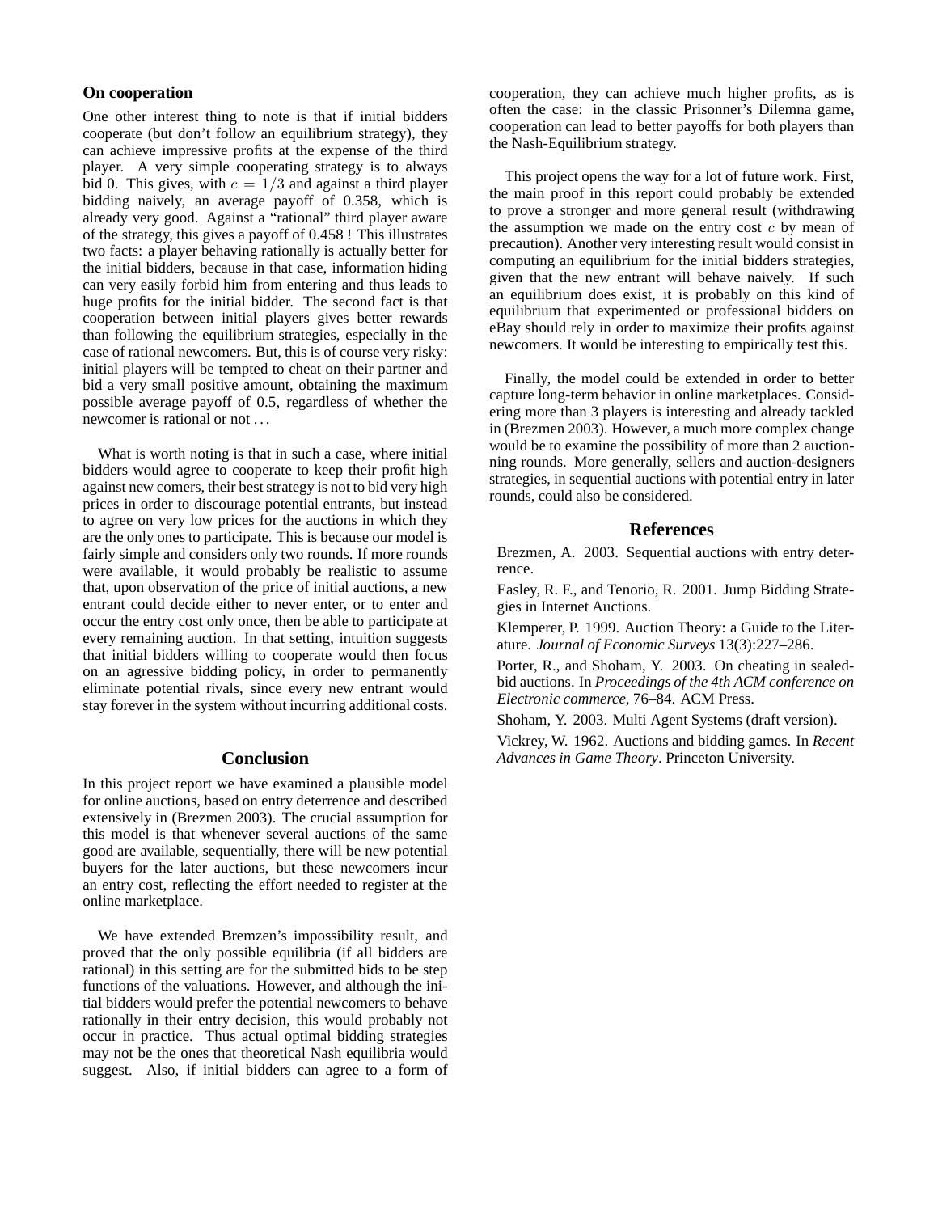### On cooperation

One other interest thing to note is that if initial bidders cooperate (but don't follow an equilibrium strategy), they can achieve impressive profits at the expense of the third player. A very simple cooperating strategy is to always bid 0. This gives, with $c = 1/3$ and against a third player bidding naively, an average payoff of 0.358, which is already very good. Against a "rational" third player aware of the strategy, this gives a payoff of 0.458 ! This illustrates two facts: a player behaving rationally is actually better for the initial bidders, because in that case, information hiding can very easily forbid him from entering and thus leads to huge profits for the initial bidder. The second fact is that cooperation between initial players gives better rewards than following the equilibrium strategies, especially in the case of rational newcomers. But, this is of course very risky: initial players will be tempted to cheat on their partner and bid a very small positive amount, obtaining the maximum possible average payoff of 0.5, regardless of whether the newcomer is rational or not . . .

What is worth noting is that in such a case, where initial bidders would agree to cooperate to keep their profit high against new comers, their best strategy is not to bid very high prices in order to discourage potential entrants, but instead to agree on very low prices for the auctions in which they are the only ones to participate. This is because our model is fairly simple and considers only two rounds. If more rounds were available, it would probably be realistic to assume that, upon observation of the price of initial auctions, a new entrant could decide either to never enter, or to enter and occur the entry cost only once, then be able to participate at every remaining auction. In that setting, intuition suggests that initial bidders willing to cooperate would then focus on an agressive bidding policy, in order to permanently eliminate potential rivals, since every new entrant would stay forever in the system without incurring additional costs.

## Conclusion

In this project report we have examined a plausible model for online auctions, based on entry deterrence and described extensively in (Brezmen 2003). The crucial assumption for this model is that whenever several auctions of the same good are available, sequentially, there will be new potential buyers for the later auctions, but these newcomers incur an entry cost, reflecting the effort needed to register at the online marketplace.

We have extended Bremzen's impossibility result, and proved that the only possible equilibria (if all bidders are rational) in this setting are for the submitted bids to be step functions of the valuations. However, and although the initial bidders would prefer the potential newcomers to behave rationally in their entry decision, this would probably not occur in practice. Thus actual optimal bidding strategies may not be the ones that theoretical Nash equilibria would suggest. Also, if initial bidders can agree to a form of cooperation, they can achieve much higher profits, as is often the case: in the classic Prisonner's Dilemna game, cooperation can lead to better payoffs for both players than the Nash-Equilibrium strategy.

This project opens the way for a lot of future work. First, the main proof in this report could probably be extended to prove a stronger and more general result (withdrawing the assumption we made on the entry cost $c$ by mean of precaution). Another very interesting result would consist in computing an equilibrium for the initial bidders strategies, given that the new entrant will behave naively. If such an equilibrium does exist, it is probably on this kind of equilibrium that experimented or professional bidders on eBay should rely in order to maximize their profits against newcomers. It would be interesting to empirically test this.

Finally, the model could be extended in order to better capture long-term behavior in online marketplaces. Considering more than 3 players is interesting and already tackled in (Brezmen 2003). However, a much more complex change would be to examine the possibility of more than 2 auctionning rounds. More generally, sellers and auction-designers strategies, in sequential auctions with potential entry in later rounds, could also be considered.

## References

Brezmen, A. 2003. Sequential auctions with entry deterrence.

Easley, R. F., and Tenorio, R. 2001. Jump Bidding Strategies in Internet Auctions.

Klemperer, P. 1999. Auction Theory: a Guide to the Literature. *Journal of Economic Surveys* 13(3):227–286.

Porter, R., and Shoham, Y. 2003. On cheating in sealed-bid auctions. In *Proceedings of the 4th ACM conference on Electronic commerce*, 76–84. ACM Press.

Shoham, Y. 2003. Multi Agent Systems (draft version).

Vickrey, W. 1962. Auctions and bidding games. In *Recent Advances in Game Theory*. Princeton University.